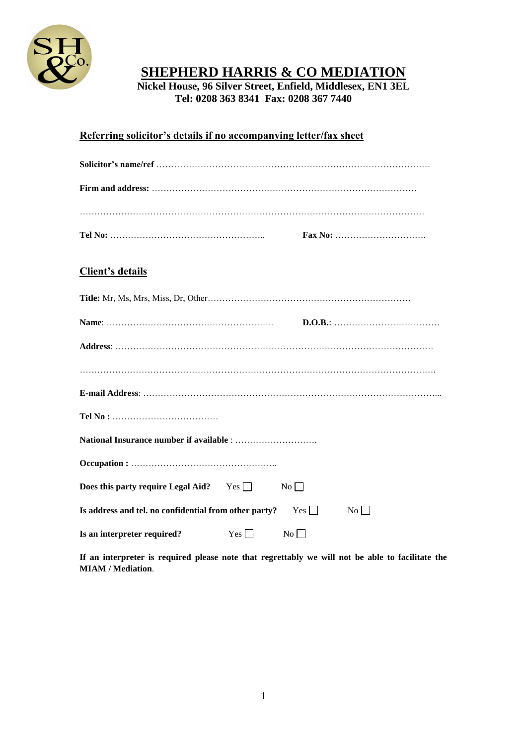# SHEPHERD HARRIS & CO MEDIATION

**Nickel House, 96 Silver Street, Enfield, Middlesex, EN1 3EL**
**Tel: 0208 363 8341  Fax: 0208 367 7440**

## Referring solicitor's details if no accompanying letter/fax sheet

**Solicitor's name/ref** ……………………………………………………………………………………

**Firm and address:** ……………………………………………………………………………………

……………………………………………………………………………………………………………

**Tel No:** ……………………………………………..  **Fax No:** ………………………….

## Client's details

**Title:** Mr, Ms, Mrs, Miss, Dr, Other……………………………………………………………

**Name**: …………………………………………………  **D.O.B.**: ………………………………

**Address**: ……………………………………………………………………………………………

……………………………………………………………………………………………………………

**E-mail Address**: ……………………………………………………………………………………...

**Tel No :** ………………………………

**National Insurance number if available** : ……………………….

**Occupation :** …………………………………………..

**Does this party require Legal Aid?** Yes ☐ No ☐

**Is address and tel. no confidential from other party?** Yes ☐ No ☐

**Is an interpreter required?** Yes ☐ No ☐

**If an interpreter is required please note that regrettably we will not be able to facilitate the MIAM / Mediation**.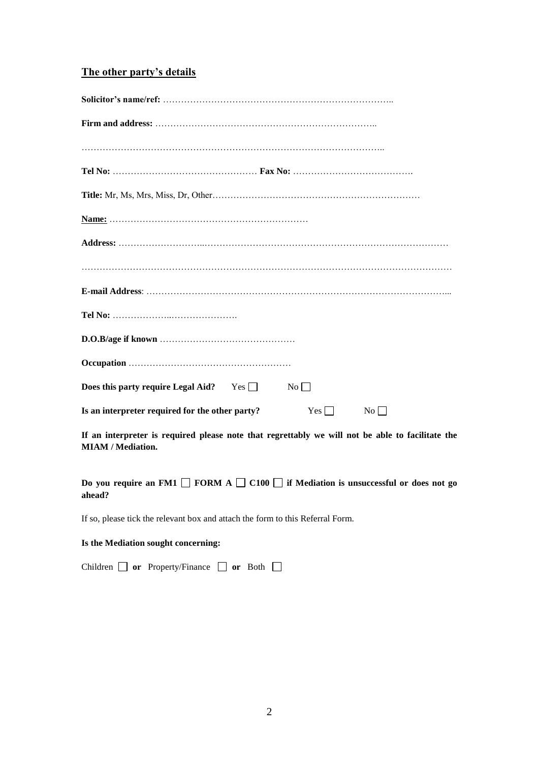## The other party's details

**Solicitor's name/ref:** ……………………………………………………………………..

**Firm and address:** ………………………………………………………………..

………………………………………………………………………………………..

**Tel No:** ………………………………………… **Fax No:** ………………………………….

**Title:** Mr, Ms, Mrs, Miss, Dr, Other……………………………………………………………

**Name:** …………………………………………………………

**Address:** ………………………..……………………………………………………………………

……………………………………………………………………………………………………………

**E-mail Address**: ………………………………………………………………………………………...

**Tel No:** ………………..………………….

**D.O.B/age if known** ………………………………………

**Occupation** ………………………………………………

**Does this party require Legal Aid?** Yes ☐ No ☐

**Is an interpreter required for the other party?** Yes ☐ No ☐

**If an interpreter is required please note that regrettably we will not be able to facilitate the MIAM / Mediation.**

**Do you require an FM1 ☐ FORM A ☐ C100 ☐ if Mediation is unsuccessful or does not go ahead?**

If so, please tick the relevant box and attach the form to this Referral Form.

**Is the Mediation sought concerning:**

Children ☐ **or** Property/Finance ☐ **or** Both ☐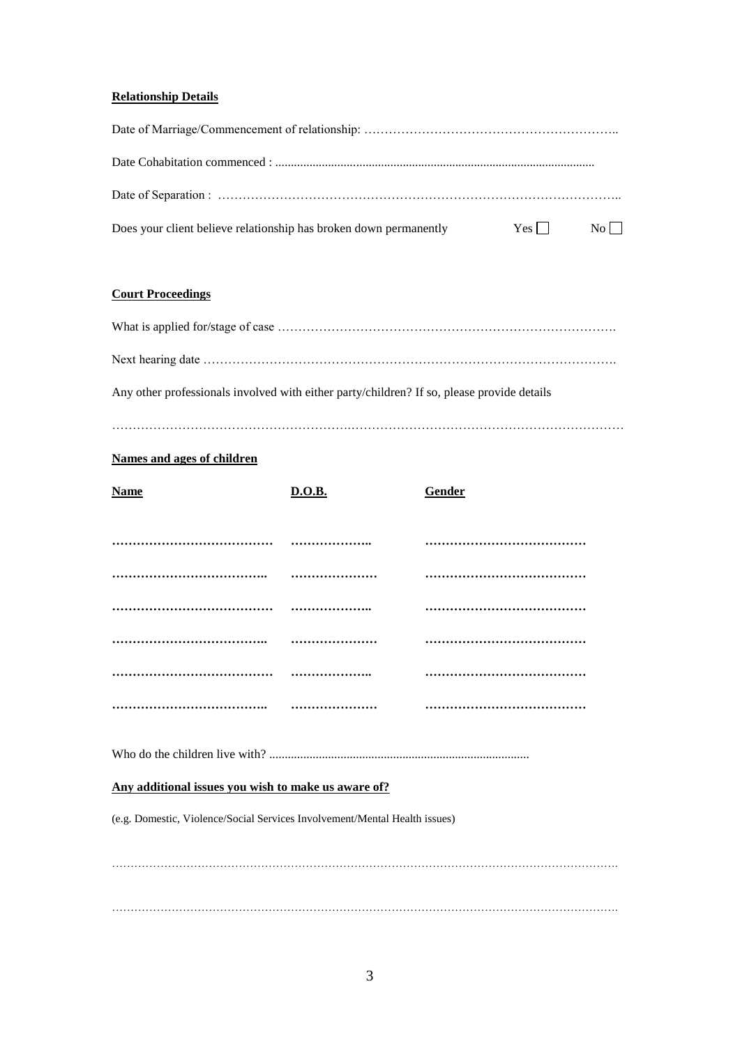**Relationship Details**

Date of Marriage/Commencement of relationship: ……………………………………………………..

Date Cohabitation commenced : ......................................................................................................

Date of Separation : ……………………………………………………………………………………..

Does your client believe relationship has broken down permanently Yes ☐ No ☐

**Court Proceedings**

What is applied for/stage of case ……………………………………………………………………….

Next hearing date ……………………………………………………………………………………….

Any other professionals involved with either party/children? If so, please provide details

…………………………………………………………………………………………………………

**Names and ages of children**

| Name | D.O.B. | Gender |
|---|---|---|
| ………………………………… | ……………….. | ………………………………… |
| ……………………………….. | ………………… | ………………………………… |
| ………………………………… | ……………….. | ………………………………… |
| ……………………………….. | ………………… | ………………………………… |
| ………………………………… | ……………….. | ………………………………… |
| ……………………………….. | ………………… | ………………………………… |

Who do the children live with? ...................................................................................

**Any additional issues you wish to make us aware of?**

(e.g. Domestic, Violence/Social Services Involvement/Mental Health issues)

…………………………………………………………………………………………………………

…………………………………………………………………………………………………………